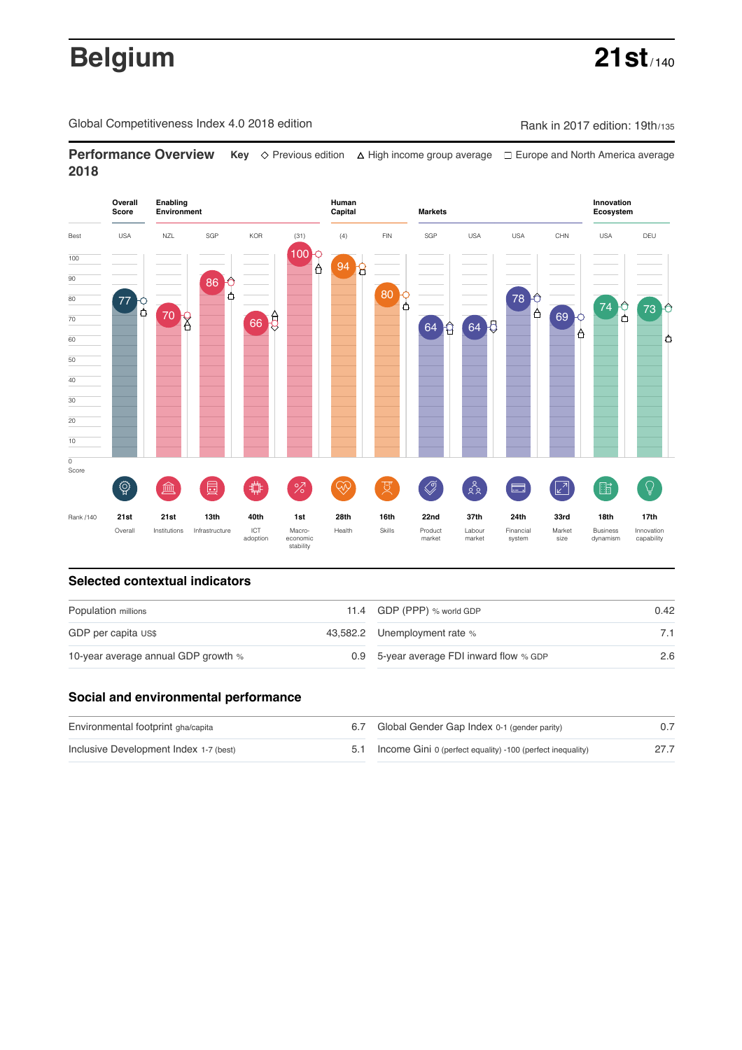# Belgium

**21st** / 140

Global Competitiveness Index 4.0 2018 edition

Rank in 2017 edition: 19th/135

## Performance Overview 2018

**Key** ◇ Previous edition △ High income group average □ Europe and North America average

| | Overall Score | Enabling Environment | | | | Human Capital | | Markets | | | | Innovation Ecosystem | |
|---|---|---|---|---|---|---|---|---|---|---|---|---|---|
| Best | USA | NZL | SGP | KOR | (31) | (4) | FIN | SGP | USA | USA | CHN | USA | DEU |
| Score | 77 | 70 | 86 | 66 | 100 | 94 | 80 | 64 | 64 | 78 | 69 | 74 | 73 |
| Rank /140 | 21st | 21st | 13th | 40th | 1st | 28th | 16th | 22nd | 37th | 24th | 33rd | 18th | 17th |
| | Overall | Institutions | Infrastructure | ICT adoption | Macro-economic stability | Health | Skills | Product market | Labour market | Financial system | Market size | Business dynamism | Innovation capability |

## Selected contextual indicators

| | | | |
|---|---|---|---|
| Population millions | 11.4 | GDP (PPP) % world GDP | 0.42 |
| GDP per capita US$ | 43,582.2 | Unemployment rate % | 7.1 |
| 10-year average annual GDP growth % | 0.9 | 5-year average FDI inward flow % GDP | 2.6 |

## Social and environmental performance

| | | | |
|---|---|---|---|
| Environmental footprint gha/capita | 6.7 | Global Gender Gap Index 0-1 (gender parity) | 0.7 |
| Inclusive Development Index 1-7 (best) | 5.1 | Income Gini 0 (perfect equality) -100 (perfect inequality) | 27.7 |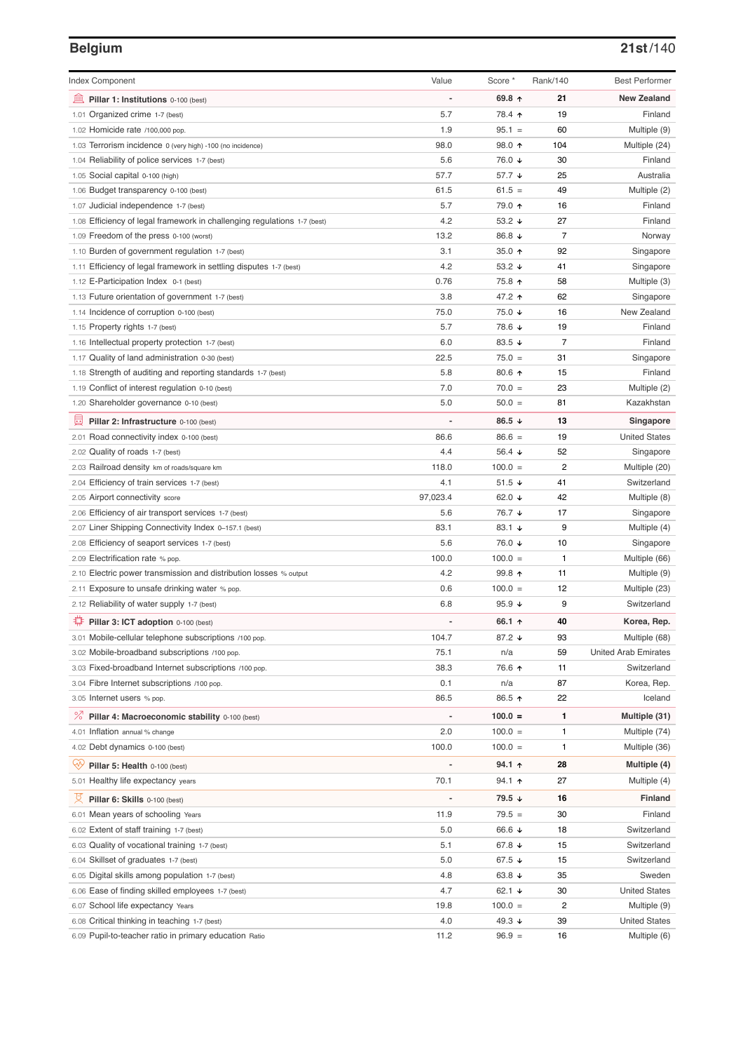# Belgium

**21st**/140

| Index Component | Value | Score * | Rank/140 | Best Performer |
|---|---|---|---|---|
| **Pillar 1: Institutions** 0-100 (best) | - | **69.8 ↑** | **21** | **New Zealand** |
| 1.01 Organized crime 1-7 (best) | 5.7 | 78.4 ↑ | 19 | Finland |
| 1.02 Homicide rate /100,000 pop. | 1.9 | 95.1 = | 60 | Multiple (9) |
| 1.03 Terrorism incidence 0 (very high) -100 (no incidence) | 98.0 | 98.0 ↑ | 104 | Multiple (24) |
| 1.04 Reliability of police services 1-7 (best) | 5.6 | 76.0 ↓ | 30 | Finland |
| 1.05 Social capital 0-100 (high) | 57.7 | 57.7 ↓ | 25 | Australia |
| 1.06 Budget transparency 0-100 (best) | 61.5 | 61.5 = | 49 | Multiple (2) |
| 1.07 Judicial independence 1-7 (best) | 5.7 | 79.0 ↑ | 16 | Finland |
| 1.08 Efficiency of legal framework in challenging regulations 1-7 (best) | 4.2 | 53.2 ↓ | 27 | Finland |
| 1.09 Freedom of the press 0-100 (worst) | 13.2 | 86.8 ↓ | 7 | Norway |
| 1.10 Burden of government regulation 1-7 (best) | 3.1 | 35.0 ↑ | 92 | Singapore |
| 1.11 Efficiency of legal framework in settling disputes 1-7 (best) | 4.2 | 53.2 ↓ | 41 | Singapore |
| 1.12 E-Participation Index 0-1 (best) | 0.76 | 75.8 ↑ | 58 | Multiple (3) |
| 1.13 Future orientation of government 1-7 (best) | 3.8 | 47.2 ↑ | 62 | Singapore |
| 1.14 Incidence of corruption 0-100 (best) | 75.0 | 75.0 ↓ | 16 | New Zealand |
| 1.15 Property rights 1-7 (best) | 5.7 | 78.6 ↓ | 19 | Finland |
| 1.16 Intellectual property protection 1-7 (best) | 6.0 | 83.5 ↓ | 7 | Finland |
| 1.17 Quality of land administration 0-30 (best) | 22.5 | 75.0 = | 31 | Singapore |
| 1.18 Strength of auditing and reporting standards 1-7 (best) | 5.8 | 80.6 ↑ | 15 | Finland |
| 1.19 Conflict of interest regulation 0-10 (best) | 7.0 | 70.0 = | 23 | Multiple (2) |
| 1.20 Shareholder governance 0-10 (best) | 5.0 | 50.0 = | 81 | Kazakhstan |
| **Pillar 2: Infrastructure** 0-100 (best) | - | **86.5 ↓** | **13** | **Singapore** |
| 2.01 Road connectivity index 0-100 (best) | 86.6 | 86.6 = | 19 | United States |
| 2.02 Quality of roads 1-7 (best) | 4.4 | 56.4 ↓ | 52 | Singapore |
| 2.03 Railroad density km of roads/square km | 118.0 | 100.0 = | 2 | Multiple (20) |
| 2.04 Efficiency of train services 1-7 (best) | 4.1 | 51.5 ↓ | 41 | Switzerland |
| 2.05 Airport connectivity score | 97,023.4 | 62.0 ↓ | 42 | Multiple (8) |
| 2.06 Efficiency of air transport services 1-7 (best) | 5.6 | 76.7 ↓ | 17 | Singapore |
| 2.07 Liner Shipping Connectivity Index 0–157.1 (best) | 83.1 | 83.1 ↓ | 9 | Multiple (4) |
| 2.08 Efficiency of seaport services 1-7 (best) | 5.6 | 76.0 ↓ | 10 | Singapore |
| 2.09 Electrification rate % pop. | 100.0 | 100.0 = | 1 | Multiple (66) |
| 2.10 Electric power transmission and distribution losses % output | 4.2 | 99.8 ↑ | 11 | Multiple (9) |
| 2.11 Exposure to unsafe drinking water % pop. | 0.6 | 100.0 = | 12 | Multiple (23) |
| 2.12 Reliability of water supply 1-7 (best) | 6.8 | 95.9 ↓ | 9 | Switzerland |
| **Pillar 3: ICT adoption** 0-100 (best) | - | **66.1 ↑** | **40** | **Korea, Rep.** |
| 3.01 Mobile-cellular telephone subscriptions /100 pop. | 104.7 | 87.2 ↓ | 93 | Multiple (68) |
| 3.02 Mobile-broadband subscriptions /100 pop. | 75.1 | n/a | 59 | United Arab Emirates |
| 3.03 Fixed-broadband Internet subscriptions /100 pop. | 38.3 | 76.6 ↑ | 11 | Switzerland |
| 3.04 Fibre Internet subscriptions /100 pop. | 0.1 | n/a | 87 | Korea, Rep. |
| 3.05 Internet users % pop. | 86.5 | 86.5 ↑ | 22 | Iceland |
| **Pillar 4: Macroeconomic stability** 0-100 (best) | - | **100.0 =** | **1** | **Multiple (31)** |
| 4.01 Inflation annual % change | 2.0 | 100.0 = | 1 | Multiple (74) |
| 4.02 Debt dynamics 0-100 (best) | 100.0 | 100.0 = | 1 | Multiple (36) |
| **Pillar 5: Health** 0-100 (best) | - | **94.1 ↑** | **28** | **Multiple (4)** |
| 5.01 Healthy life expectancy years | 70.1 | 94.1 ↑ | 27 | Multiple (4) |
| **Pillar 6: Skills** 0-100 (best) | - | **79.5 ↓** | **16** | **Finland** |
| 6.01 Mean years of schooling Years | 11.9 | 79.5 = | 30 | Finland |
| 6.02 Extent of staff training 1-7 (best) | 5.0 | 66.6 ↓ | 18 | Switzerland |
| 6.03 Quality of vocational training 1-7 (best) | 5.1 | 67.8 ↓ | 15 | Switzerland |
| 6.04 Skillset of graduates 1-7 (best) | 5.0 | 67.5 ↓ | 15 | Switzerland |
| 6.05 Digital skills among population 1-7 (best) | 4.8 | 63.8 ↓ | 35 | Sweden |
| 6.06 Ease of finding skilled employees 1-7 (best) | 4.7 | 62.1 ↓ | 30 | United States |
| 6.07 School life expectancy Years | 19.8 | 100.0 = | 2 | Multiple (9) |
| 6.08 Critical thinking in teaching 1-7 (best) | 4.0 | 49.3 ↓ | 39 | United States |
| 6.09 Pupil-to-teacher ratio in primary education Ratio | 11.2 | 96.9 = | 16 | Multiple (6) |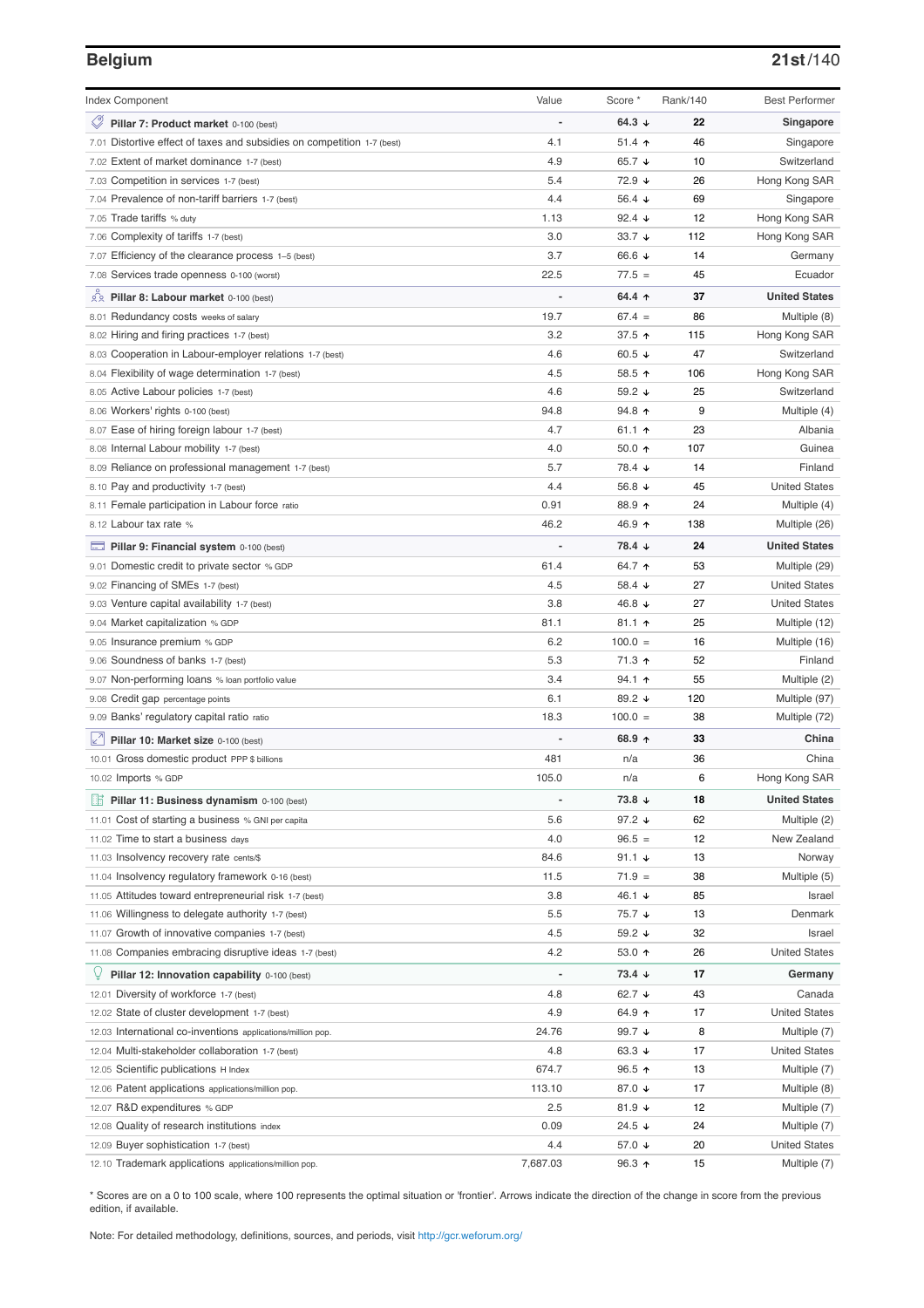## Belgium

**21st**/140

| Index Component | Value | Score * | Rank/140 | Best Performer |
|---|---|---|---|---|
| **Pillar 7: Product market** 0-100 (best) | - | **64.3 ↓** | **22** | **Singapore** |
| 7.01 Distortive effect of taxes and subsidies on competition 1-7 (best) | 4.1 | 51.4 ↑ | 46 | Singapore |
| 7.02 Extent of market dominance 1-7 (best) | 4.9 | 65.7 ↓ | 10 | Switzerland |
| 7.03 Competition in services 1-7 (best) | 5.4 | 72.9 ↓ | 26 | Hong Kong SAR |
| 7.04 Prevalence of non-tariff barriers 1-7 (best) | 4.4 | 56.4 ↓ | 69 | Singapore |
| 7.05 Trade tariffs % duty | 1.13 | 92.4 ↓ | 12 | Hong Kong SAR |
| 7.06 Complexity of tariffs 1-7 (best) | 3.0 | 33.7 ↓ | 112 | Hong Kong SAR |
| 7.07 Efficiency of the clearance process 1–5 (best) | 3.7 | 66.6 ↓ | 14 | Germany |
| 7.08 Services trade openness 0-100 (worst) | 22.5 | 77.5 = | 45 | Ecuador |
| **Pillar 8: Labour market** 0-100 (best) | - | **64.4 ↑** | **37** | **United States** |
| 8.01 Redundancy costs weeks of salary | 19.7 | 67.4 = | 86 | Multiple (8) |
| 8.02 Hiring and firing practices 1-7 (best) | 3.2 | 37.5 ↑ | 115 | Hong Kong SAR |
| 8.03 Cooperation in Labour-employer relations 1-7 (best) | 4.6 | 60.5 ↓ | 47 | Switzerland |
| 8.04 Flexibility of wage determination 1-7 (best) | 4.5 | 58.5 ↑ | 106 | Hong Kong SAR |
| 8.05 Active Labour policies 1-7 (best) | 4.6 | 59.2 ↓ | 25 | Switzerland |
| 8.06 Workers' rights 0-100 (best) | 94.8 | 94.8 ↑ | 9 | Multiple (4) |
| 8.07 Ease of hiring foreign labour 1-7 (best) | 4.7 | 61.1 ↑ | 23 | Albania |
| 8.08 Internal Labour mobility 1-7 (best) | 4.0 | 50.0 ↑ | 107 | Guinea |
| 8.09 Reliance on professional management 1-7 (best) | 5.7 | 78.4 ↓ | 14 | Finland |
| 8.10 Pay and productivity 1-7 (best) | 4.4 | 56.8 ↓ | 45 | United States |
| 8.11 Female participation in Labour force ratio | 0.91 | 88.9 ↑ | 24 | Multiple (4) |
| 8.12 Labour tax rate % | 46.2 | 46.9 ↑ | 138 | Multiple (26) |
| **Pillar 9: Financial system** 0-100 (best) | - | **78.4 ↓** | **24** | **United States** |
| 9.01 Domestic credit to private sector % GDP | 61.4 | 64.7 ↑ | 53 | Multiple (29) |
| 9.02 Financing of SMEs 1-7 (best) | 4.5 | 58.4 ↓ | 27 | United States |
| 9.03 Venture capital availability 1-7 (best) | 3.8 | 46.8 ↓ | 27 | United States |
| 9.04 Market capitalization % GDP | 81.1 | 81.1 ↑ | 25 | Multiple (12) |
| 9.05 Insurance premium % GDP | 6.2 | 100.0 = | 16 | Multiple (16) |
| 9.06 Soundness of banks 1-7 (best) | 5.3 | 71.3 ↑ | 52 | Finland |
| 9.07 Non-performing loans % loan portfolio value | 3.4 | 94.1 ↑ | 55 | Multiple (2) |
| 9.08 Credit gap percentage points | 6.1 | 89.2 ↓ | 120 | Multiple (97) |
| 9.09 Banks' regulatory capital ratio ratio | 18.3 | 100.0 = | 38 | Multiple (72) |
| **Pillar 10: Market size** 0-100 (best) | - | **68.9 ↑** | **33** | **China** |
| 10.01 Gross domestic product PPP $ billions | 481 | n/a | 36 | China |
| 10.02 Imports % GDP | 105.0 | n/a | 6 | Hong Kong SAR |
| **Pillar 11: Business dynamism** 0-100 (best) | - | **73.8 ↓** | **18** | **United States** |
| 11.01 Cost of starting a business % GNI per capita | 5.6 | 97.2 ↓ | 62 | Multiple (2) |
| 11.02 Time to start a business days | 4.0 | 96.5 = | 12 | New Zealand |
| 11.03 Insolvency recovery rate cents/$ | 84.6 | 91.1 ↓ | 13 | Norway |
| 11.04 Insolvency regulatory framework 0-16 (best) | 11.5 | 71.9 = | 38 | Multiple (5) |
| 11.05 Attitudes toward entrepreneurial risk 1-7 (best) | 3.8 | 46.1 ↓ | 85 | Israel |
| 11.06 Willingness to delegate authority 1-7 (best) | 5.5 | 75.7 ↓ | 13 | Denmark |
| 11.07 Growth of innovative companies 1-7 (best) | 4.5 | 59.2 ↓ | 32 | Israel |
| 11.08 Companies embracing disruptive ideas 1-7 (best) | 4.2 | 53.0 ↑ | 26 | United States |
| **Pillar 12: Innovation capability** 0-100 (best) | - | **73.4 ↓** | **17** | **Germany** |
| 12.01 Diversity of workforce 1-7 (best) | 4.8 | 62.7 ↓ | 43 | Canada |
| 12.02 State of cluster development 1-7 (best) | 4.9 | 64.9 ↑ | 17 | United States |
| 12.03 International co-inventions applications/million pop. | 24.76 | 99.7 ↓ | 8 | Multiple (7) |
| 12.04 Multi-stakeholder collaboration 1-7 (best) | 4.8 | 63.3 ↓ | 17 | United States |
| 12.05 Scientific publications H Index | 674.7 | 96.5 ↑ | 13 | Multiple (7) |
| 12.06 Patent applications applications/million pop. | 113.10 | 87.0 ↓ | 17 | Multiple (8) |
| 12.07 R&D expenditures % GDP | 2.5 | 81.9 ↓ | 12 | Multiple (7) |
| 12.08 Quality of research institutions index | 0.09 | 24.5 ↓ | 24 | Multiple (7) |
| 12.09 Buyer sophistication 1-7 (best) | 4.4 | 57.0 ↓ | 20 | United States |
| 12.10 Trademark applications applications/million pop. | 7,687.03 | 96.3 ↑ | 15 | Multiple (7) |

* Scores are on a 0 to 100 scale, where 100 represents the optimal situation or 'frontier'. Arrows indicate the direction of the change in score from the previous edition, if available.

Note: For detailed methodology, definitions, sources, and periods, visit http://gcr.weforum.org/